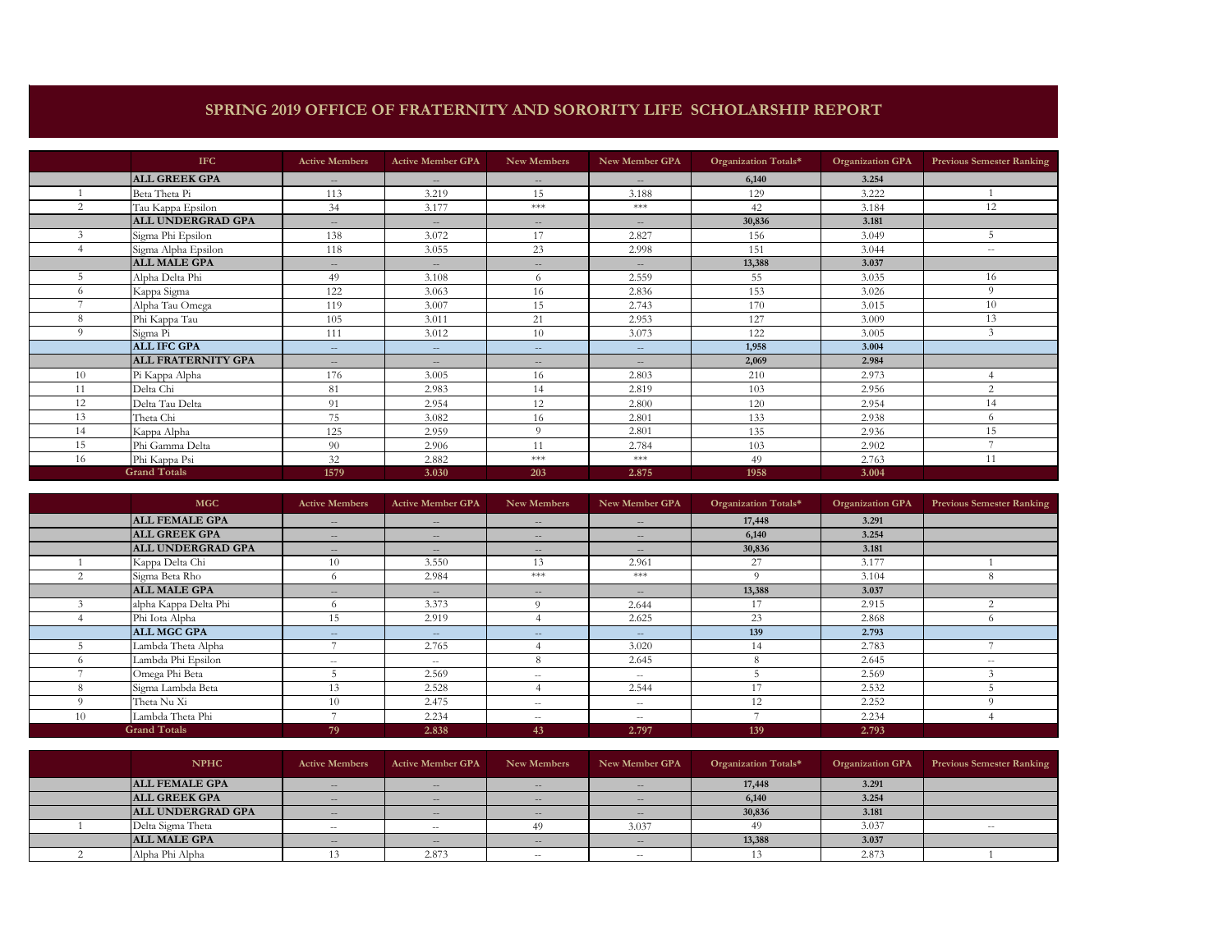# SPRING 2019 OFFICE OF FRATERNITY AND SORORITY LIFE SCHOLARSHIP REPORT

| | IFC | Active Members | Active Member GPA | New Members | New Member GPA | Organization Totals* | Organization GPA | Previous Semester Ranking |
|---|---|---|---|---|---|---|---|---|
| | **ALL GREEK GPA** | -- | -- | -- | -- | **6,140** | **3.254** | |
| 1 | Beta Theta Pi | 113 | 3.219 | 15 | 3.188 | 129 | 3.222 | 1 |
| 2 | Tau Kappa Epsilon | 34 | 3.177 | *** | *** | 42 | 3.184 | 12 |
| | **ALL UNDERGRAD GPA** | -- | -- | -- | -- | **30,836** | **3.181** | |
| 3 | Sigma Phi Epsilon | 138 | 3.072 | 17 | 2.827 | 156 | 3.049 | 5 |
| 4 | Sigma Alpha Epsilon | 118 | 3.055 | 23 | 2.998 | 151 | 3.044 | -- |
| | **ALL MALE GPA** | -- | -- | -- | -- | **13,388** | **3.037** | |
| 5 | Alpha Delta Phi | 49 | 3.108 | 6 | 2.559 | 55 | 3.035 | 16 |
| 6 | Kappa Sigma | 122 | 3.063 | 16 | 2.836 | 153 | 3.026 | 9 |
| 7 | Alpha Tau Omega | 119 | 3.007 | 15 | 2.743 | 170 | 3.015 | 10 |
| 8 | Phi Kappa Tau | 105 | 3.011 | 21 | 2.953 | 127 | 3.009 | 13 |
| 9 | Sigma Pi | 111 | 3.012 | 10 | 3.073 | 122 | 3.005 | 3 |
| | **ALL IFC GPA** | -- | -- | -- | -- | **1,958** | **3.004** | |
| | **ALL FRATERNITY GPA** | -- | -- | -- | -- | **2,069** | **2.984** | |
| 10 | Pi Kappa Alpha | 176 | 3.005 | 16 | 2.803 | 210 | 2.973 | 4 |
| 11 | Delta Chi | 81 | 2.983 | 14 | 2.819 | 103 | 2.956 | 2 |
| 12 | Delta Tau Delta | 91 | 2.954 | 12 | 2.800 | 120 | 2.954 | 14 |
| 13 | Theta Chi | 75 | 3.082 | 16 | 2.801 | 133 | 2.938 | 6 |
| 14 | Kappa Alpha | 125 | 2.959 | 9 | 2.801 | 135 | 2.936 | 15 |
| 15 | Phi Gamma Delta | 90 | 2.906 | 11 | 2.784 | 103 | 2.902 | 7 |
| 16 | Phi Kappa Psi | 32 | 2.882 | *** | *** | 49 | 2.763 | 11 |
| | **Grand Totals** | **1579** | **3.030** | **203** | **2.875** | **1958** | **3.004** | |

| | MGC | Active Members | Active Member GPA | New Members | New Member GPA | Organization Totals* | Organization GPA | Previous Semester Ranking |
|---|---|---|---|---|---|---|---|---|
| | **ALL FEMALE GPA** | -- | -- | -- | -- | **17,448** | **3.291** | |
| | **ALL GREEK GPA** | -- | -- | -- | -- | **6,140** | **3.254** | |
| | **ALL UNDERGRAD GPA** | -- | -- | -- | -- | **30,836** | **3.181** | |
| 1 | Kappa Delta Chi | 10 | 3.550 | 13 | 2.961 | 27 | 3.177 | 1 |
| 2 | Sigma Beta Rho | 6 | 2.984 | *** | *** | 9 | 3.104 | 8 |
| | **ALL MALE GPA** | -- | -- | -- | -- | **13,388** | **3.037** | |
| 3 | alpha Kappa Delta Phi | 6 | 3.373 | 9 | 2.644 | 17 | 2.915 | 2 |
| 4 | Phi Iota Alpha | 15 | 2.919 | 4 | 2.625 | 23 | 2.868 | 6 |
| | **ALL MGC GPA** | -- | -- | -- | -- | **139** | **2.793** | |
| 5 | Lambda Theta Alpha | 7 | 2.765 | 4 | 3.020 | 14 | 2.783 | 7 |
| 6 | Lambda Phi Epsilon | -- | -- | 8 | 2.645 | 8 | 2.645 | -- |
| 7 | Omega Phi Beta | 5 | 2.569 | -- | -- | 5 | 2.569 | 3 |
| 8 | Sigma Lambda Beta | 13 | 2.528 | 4 | 2.544 | 17 | 2.532 | 5 |
| 9 | Theta Nu Xi | 10 | 2.475 | -- | -- | 12 | 2.252 | 9 |
| 10 | Lambda Theta Phi | 7 | 2.234 | -- | -- | 7 | 2.234 | 4 |
| | **Grand Totals** | **79** | **2.838** | **43** | **2.797** | **139** | **2.793** | |

| | NPHC | Active Members | Active Member GPA | New Members | New Member GPA | Organization Totals* | Organization GPA | Previous Semester Ranking |
|---|---|---|---|---|---|---|---|---|
| | **ALL FEMALE GPA** | -- | -- | -- | -- | **17,448** | **3.291** | |
| | **ALL GREEK GPA** | -- | -- | -- | -- | **6,140** | **3.254** | |
| | **ALL UNDERGRAD GPA** | -- | -- | -- | -- | **30,836** | **3.181** | |
| 1 | Delta Sigma Theta | -- | -- | 49 | 3.037 | 49 | 3.037 | -- |
| | **ALL MALE GPA** | -- | -- | -- | -- | **13,388** | **3.037** | |
| 2 | Alpha Phi Alpha | 13 | 2.873 | -- | -- | 13 | 2.873 | 1 |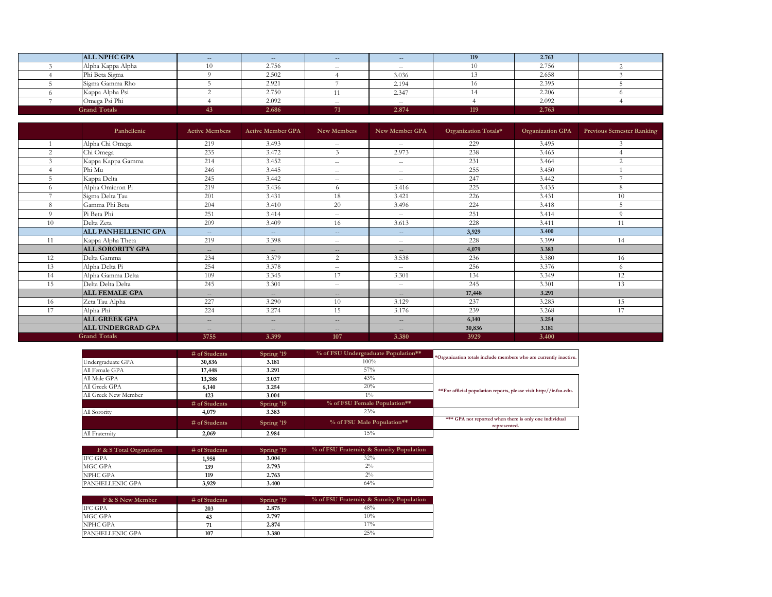| | | | | | | | | |
|---|---|---|---|---|---|---|---|---|
| | **ALL NPHC GPA** | -- | -- | -- | -- | **119** | **2.763** | |
| 3 | Alpha Kappa Alpha | 10 | 2.756 | -- | -- | 10 | 2.756 | 2 |
| 4 | Phi Beta Sigma | 9 | 2.502 | 4 | 3.036 | 13 | 2.658 | 3 |
| 5 | Sigma Gamma Rho | 5 | 2.921 | 7 | 2.194 | 16 | 2.395 | 5 |
| 6 | Kappa Alpha Psi | 2 | 2.750 | 11 | 2.347 | 14 | 2.206 | 6 |
| 7 | Omega Psi Phi | 4 | 2.092 | -- | -- | 4 | 2.092 | 4 |
| | **Grand Totals** | **43** | **2.686** | **71** | **2.874** | **119** | **2.763** | |

| | Panhellenic | Active Members | Active Member GPA | New Members | New Member GPA | Organization Totals* | Organization GPA | Previous Semester Ranking |
|---|---|---|---|---|---|---|---|---|
| 1 | Alpha Chi Omega | 219 | 3.493 | -- | -- | 229 | 3.495 | 3 |
| 2 | Chi Omega | 235 | 3.472 | 3 | 2.973 | 238 | 3.465 | 4 |
| 3 | Kappa Kappa Gamma | 214 | 3.452 | -- | -- | 231 | 3.464 | 2 |
| 4 | Phi Mu | 246 | 3.445 | -- | -- | 255 | 3.450 | 1 |
| 5 | Kappa Delta | 245 | 3.442 | -- | -- | 247 | 3.442 | 7 |
| 6 | Alpha Omicron Pi | 219 | 3.436 | 6 | 3.416 | 225 | 3.435 | 8 |
| 7 | Sigma Delta Tau | 201 | 3.431 | 18 | 3.421 | 226 | 3.431 | 10 |
| 8 | Gamma Phi Beta | 204 | 3.410 | 20 | 3.496 | 224 | 3.418 | 5 |
| 9 | Pi Beta Phi | 251 | 3.414 | -- | -- | 251 | 3.414 | 9 |
| 10 | Delta Zeta | 209 | 3.409 | 16 | 3.613 | 228 | 3.411 | 11 |
| | **ALL PANHELLENIC GPA** | -- | -- | -- | -- | **3,929** | **3.400** | |
| 11 | Kappa Alpha Theta | 219 | 3.398 | -- | -- | 228 | 3.399 | 14 |
| | **ALL SORORITY GPA** | -- | -- | -- | -- | **4,079** | **3.383** | |
| 12 | Delta Gamma | 234 | 3.379 | 2 | 3.538 | 236 | 3.380 | 16 |
| 13 | Alpha Delta Pi | 254 | 3.378 | -- | -- | 256 | 3.376 | 6 |
| 14 | Alpha Gamma Delta | 109 | 3.345 | 17 | 3.301 | 134 | 3.349 | 12 |
| 15 | Delta Delta Delta | 245 | 3.301 | -- | -- | 245 | 3.301 | 13 |
| | **ALL FEMALE GPA** | -- | -- | -- | -- | **17,448** | **3.291** | |
| 16 | Zeta Tau Alpha | 227 | 3.290 | 10 | 3.129 | 237 | 3.283 | 15 |
| 17 | Alpha Phi | 224 | 3.274 | 15 | 3.176 | 239 | 3.268 | 17 |
| | **ALL GREEK GPA** | -- | -- | -- | -- | **6,140** | **3.254** | |
| | **ALL UNDERGRAD GPA** | -- | -- | -- | -- | **30,836** | **3.181** | |
| | **Grand Totals** | **3755** | **3.399** | **107** | **3.380** | **3929** | **3.400** | |

| | # of Students | Spring '19 | % of FSU Undergraduate Population** |
|---|---|---|---|
| Undergraduate GPA | **30,836** | **3.181** | 100% |
| All Female GPA | **17,448** | **3.291** | 57% |
| All Male GPA | **13,388** | **3.037** | 43% |
| All Greek GPA | **6,140** | **3.254** | 20% |
| All Greek New Member | **423** | **3.004** | 1% |
| | **# of Students** | **Spring '19** | **% of FSU Female Population**** |
| All Sorority | **4,079** | **3.383** | 23% |
| | **# of Students** | **Spring '19** | **% of FSU Male Population**** |
| All Fraternity | **2,069** | **2.984** | 15% |

*Organization totals include members who are currently inactive.

**For official population reports, please visit http://ir.fsu.edu.

*** GPA not reported when there is only one individual represented.

| F & S Total Organiation | # of Students | Spring '19 | % of FSU Fraternity & Sorority Population |
|---|---|---|---|
| IFC GPA | **1,958** | **3.004** | 32% |
| MGC GPA | **139** | **2.793** | 2% |
| NPHC GPA | **119** | **2.763** | 2% |
| PANHELLENIC GPA | **3,929** | **3.400** | 64% |

| F & S New Member | # of Students | Spring '19 | % of FSU Fraternity & Sorority Population |
|---|---|---|---|
| IFC GPA | **203** | **2.875** | 48% |
| MGC GPA | **43** | **2.797** | 10% |
| NPHC GPA | **71** | **2.874** | 17% |
| PANHELLENIC GPA | **107** | **3.380** | 25% |